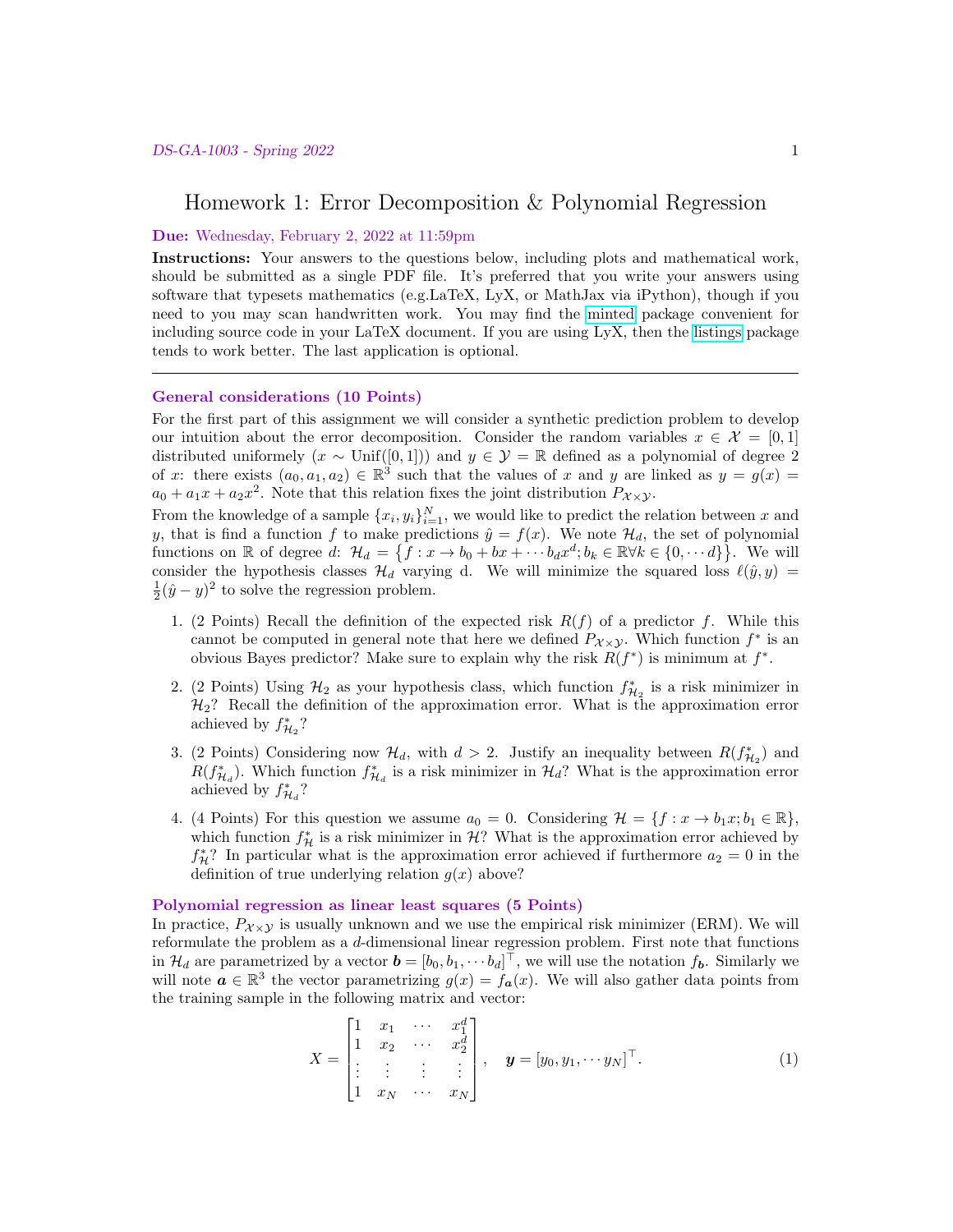# Homework 1: Error Decomposition & Polynomial Regression

**Due:** Wednesday, February 2, 2022 at 11:59pm

**Instructions:** Your answers to the questions below, including plots and mathematical work, should be submitted as a single PDF file. It's preferred that you write your answers using software that typesets mathematics (e.g.LaTeX, LyX, or MathJax via iPython), though if you need to you may scan handwritten work. You may find the minted package convenient for including source code in your LaTeX document. If you are using LyX, then the listings package tends to work better. The last application is optional.

---

## General considerations (10 Points)

For the first part of this assignment we will consider a synthetic prediction problem to develop our intuition about the error decomposition. Consider the random variables $x \in \mathcal{X} = [0, 1]$ distributed uniformely ($x \sim \text{Unif}([0, 1])$) and $y \in \mathcal{Y} = \mathbb{R}$ defined as a polynomial of degree 2 of $x$: there exists $(a_0, a_1, a_2) \in \mathbb{R}^3$ such that the values of $x$ and $y$ are linked as $y = g(x) = a_0 + a_1 x + a_2 x^2$. Note that this relation fixes the joint distribution $P_{\mathcal{X} \times \mathcal{Y}}$.

From the knowledge of a sample $\{x_i, y_i\}_{i=1}^N$, we would like to predict the relation between $x$ and $y$, that is find a function $f$ to make predictions $\hat{y} = f(x)$. We note $\mathcal{H}_d$, the set of polynomial functions on $\mathbb{R}$ of degree $d$: $\mathcal{H}_d = \left\{f : x \to b_0 + bx + \cdots b_d x^d; b_k \in \mathbb{R} \forall k \in \{0, \cdots d\}\right\}$. We will consider the hypothesis classes $\mathcal{H}_d$ varying d. We will minimize the squared loss $\ell(\hat{y}, y) = \frac{1}{2}(\hat{y} - y)^2$ to solve the regression problem.

1. (2 Points) Recall the definition of the expected risk $R(f)$ of a predictor $f$. While this cannot be computed in general note that here we defined $P_{\mathcal{X} \times \mathcal{Y}}$. Which function $f^*$ is an obvious Bayes predictor? Make sure to explain why the risk $R(f^*)$ is minimum at $f^*$.

2. (2 Points) Using $\mathcal{H}_2$ as your hypothesis class, which function $f^*_{\mathcal{H}_2}$ is a risk minimizer in $\mathcal{H}_2$? Recall the definition of the approximation error. What is the approximation error achieved by $f^*_{\mathcal{H}_2}$?

3. (2 Points) Considering now $\mathcal{H}_d$, with $d > 2$. Justify an inequality between $R(f^*_{\mathcal{H}_2})$ and $R(f^*_{\mathcal{H}_d})$. Which function $f^*_{\mathcal{H}_d}$ is a risk minimizer in $\mathcal{H}_d$? What is the approximation error achieved by $f^*_{\mathcal{H}_d}$?

4. (4 Points) For this question we assume $a_0 = 0$. Considering $\mathcal{H} = \{f : x \to b_1 x; b_1 \in \mathbb{R}\}$, which function $f^*_{\mathcal{H}}$ is a risk minimizer in $\mathcal{H}$? What is the approximation error achieved by $f^*_{\mathcal{H}}$? In particular what is the approximation error achieved if furthermore $a_2 = 0$ in the definition of true underlying relation $g(x)$ above?

## Polynomial regression as linear least squares (5 Points)

In practice, $P_{\mathcal{X} \times \mathcal{Y}}$ is usually unknown and we use the empirical risk minimizer (ERM). We will reformulate the problem as a $d$-dimensional linear regression problem. First note that functions in $\mathcal{H}_d$ are parametrized by a vector $\boldsymbol{b} = [b_0, b_1, \cdots b_d]^\top$, we will use the notation $f_{\boldsymbol{b}}$. Similarly we will note $\boldsymbol{a} \in \mathbb{R}^3$ the vector parametrizing $g(x) = f_{\boldsymbol{a}}(x)$. We will also gather data points from the training sample in the following matrix and vector:

$$
X = \begin{bmatrix} 1 & x_1 & \cdots & x_1^d \\ 1 & x_2 & \cdots & x_2^d \\ \vdots & \vdots & \vdots & \vdots \\ 1 & x_N & \cdots & x_N \end{bmatrix}, \quad \boldsymbol{y} = [y_0, y_1, \cdots y_N]^\top. \tag{1}
$$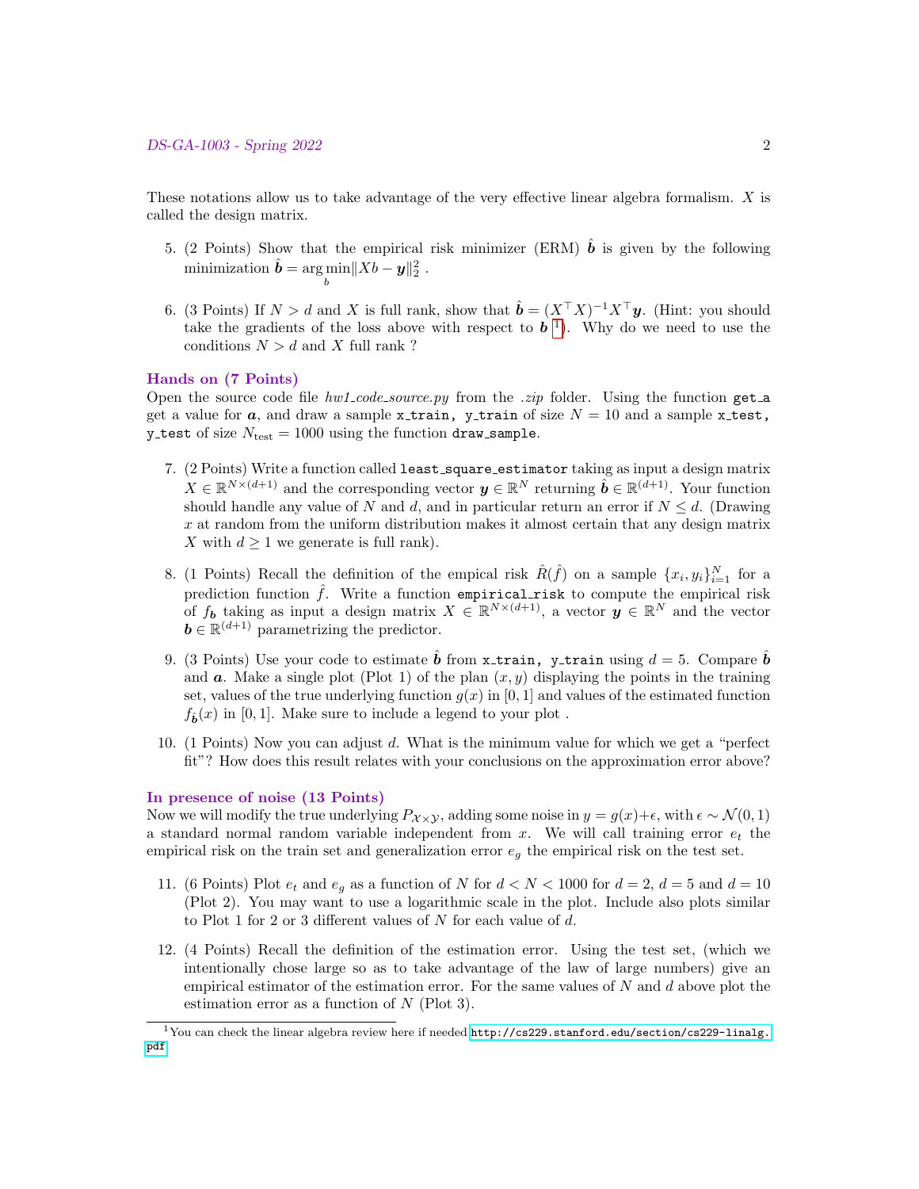These notations allow us to take advantage of the very effective linear algebra formalism. $X$ is called the design matrix.

5. (2 Points) Show that the empirical risk minimizer (ERM) $\hat{\boldsymbol{b}}$ is given by the following minimization $\hat{\boldsymbol{b}} = \arg\min_b \|Xb - \boldsymbol{y}\|_2^2$ .

6. (3 Points) If $N > d$ and $X$ is full rank, show that $\hat{\boldsymbol{b}} = (X^\top X)^{-1} X^\top \boldsymbol{y}$. (Hint: you should take the gradients of the loss above with respect to $\boldsymbol{b}$ [1]). Why do we need to use the conditions $N > d$ and $X$ full rank ?

### Hands on (7 Points)

Open the source code file *hw1_code_source.py* from the *.zip* folder. Using the function `get_a` get a value for $\boldsymbol{a}$, and draw a sample `x_train, y_train` of size $N = 10$ and a sample `x_test, y_test` of size $N_{\text{test}} = 1000$ using the function `draw_sample`.

7. (2 Points) Write a function called `least_square_estimator` taking as input a design matrix $X \in \mathbb{R}^{N\times(d+1)}$ and the corresponding vector $\boldsymbol{y} \in \mathbb{R}^N$ returning $\hat{\boldsymbol{b}} \in \mathbb{R}^{(d+1)}$. Your function should handle any value of $N$ and $d$, and in particular return an error if $N \leq d$. (Drawing $x$ at random from the uniform distribution makes it almost certain that any design matrix $X$ with $d \geq 1$ we generate is full rank).

8. (1 Points) Recall the definition of the empical risk $\hat{R}(\hat{f})$ on a sample $\{x_i, y_i\}_{i=1}^N$ for a prediction function $\hat{f}$. Write a function `empirical_risk` to compute the empirical risk of $f_{\boldsymbol{b}}$ taking as input a design matrix $X \in \mathbb{R}^{N\times(d+1)}$, a vector $\boldsymbol{y} \in \mathbb{R}^N$ and the vector $\boldsymbol{b} \in \mathbb{R}^{(d+1)}$ parametrizing the predictor.

9. (3 Points) Use your code to estimate $\hat{\boldsymbol{b}}$ from `x_train, y_train` using $d = 5$. Compare $\hat{\boldsymbol{b}}$ and $\boldsymbol{a}$. Make a single plot (Plot 1) of the plan $(x, y)$ displaying the points in the training set, values of the true underlying function $g(x)$ in $[0, 1]$ and values of the estimated function $f_{\hat{\boldsymbol{b}}}(x)$ in $[0, 1]$. Make sure to include a legend to your plot .

10. (1 Points) Now you can adjust $d$. What is the minimum value for which we get a "perfect fit"? How does this result relates with your conclusions on the approximation error above?

### In presence of noise (13 Points)

Now we will modify the true underlying $P_{\mathcal{X}\times\mathcal{Y}}$, adding some noise in $y = g(x)+\epsilon$, with $\epsilon \sim \mathcal{N}(0, 1)$ a standard normal random variable independent from $x$. We will call training error $e_t$ the empirical risk on the train set and generalization error $e_g$ the empirical risk on the test set.

11. (6 Points) Plot $e_t$ and $e_g$ as a function of $N$ for $d < N < 1000$ for $d = 2$, $d = 5$ and $d = 10$ (Plot 2). You may want to use a logarithmic scale in the plot. Include also plots similar to Plot 1 for 2 or 3 different values of $N$ for each value of $d$.

12. (4 Points) Recall the definition of the estimation error. Using the test set, (which we intentionally chose large so as to take advantage of the law of large numbers) give an empirical estimator of the estimation error. For the same values of $N$ and $d$ above plot the estimation error as a function of $N$ (Plot 3).

[1] You can check the linear algebra review here if needed http://cs229.stanford.edu/section/cs229-linalg.pdf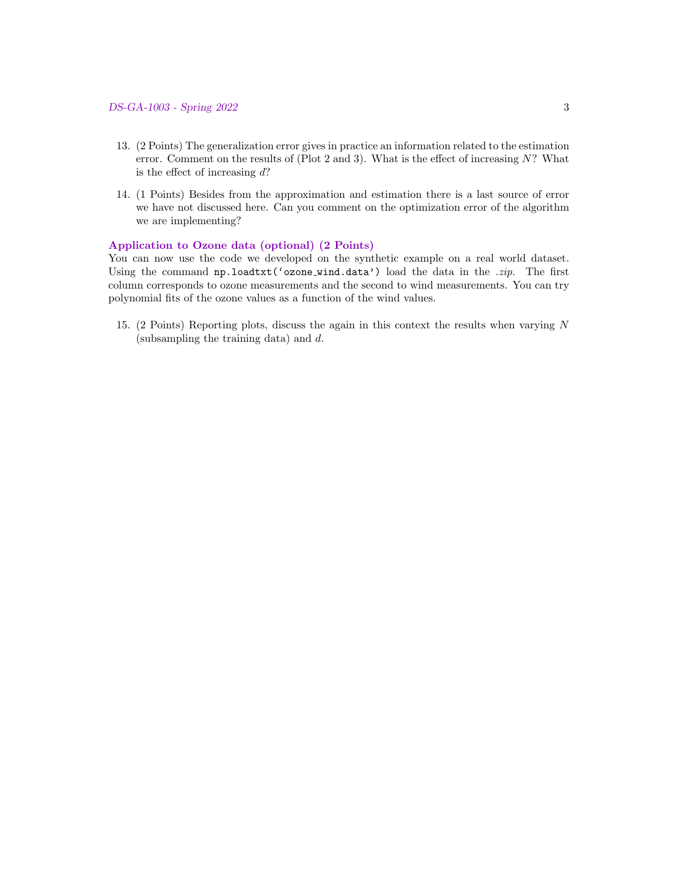13. (2 Points) The generalization error gives in practice an information related to the estimation error. Comment on the results of (Plot 2 and 3). What is the effect of increasing $N$? What is the effect of increasing $d$?

14. (1 Points) Besides from the approximation and estimation there is a last source of error we have not discussed here. Can you comment on the optimization error of the algorithm we are implementing?

### Application to Ozone data (optional) (2 Points)

You can now use the code we developed on the synthetic example on a real world dataset. Using the command `np.loadtxt('ozone_wind.data')` load the data in the *.zip*. The first column corresponds to ozone measurements and the second to wind measurements. You can try polynomial fits of the ozone values as a function of the wind values.

15. (2 Points) Reporting plots, discuss the again in this context the results when varying $N$ (subsampling the training data) and $d$.